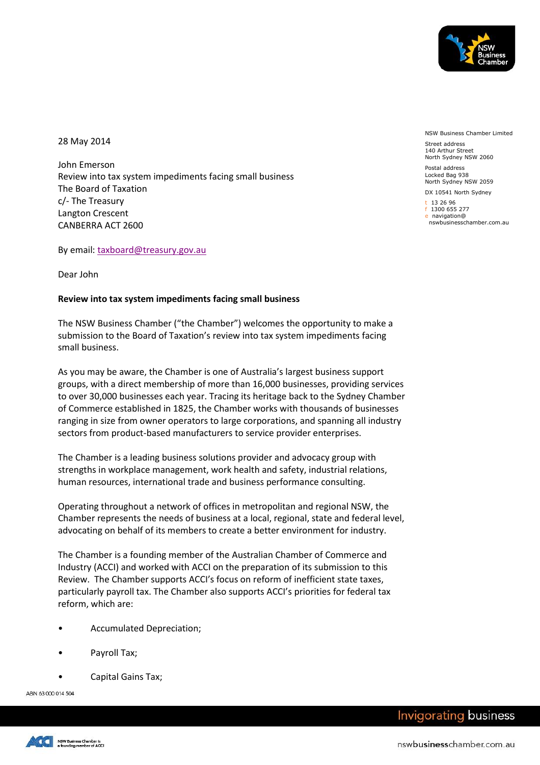NSW Business Chamber Limited

Street address
140 Arthur Street
North Sydney NSW 2060

Postal address
Locked Bag 938
North Sydney NSW 2059

DX 10541 North Sydney

t 13 26 96
f 1300 655 277
e navigation@nswbusinesschamber.com.au

28 May 2014

John Emerson
Review into tax system impediments facing small business
The Board of Taxation
c/- The Treasury
Langton Crescent
CANBERRA ACT 2600

By email: taxboard@treasury.gov.au

Dear John

**Review into tax system impediments facing small business**

The NSW Business Chamber ("the Chamber") welcomes the opportunity to make a submission to the Board of Taxation's review into tax system impediments facing small business.

As you may be aware, the Chamber is one of Australia's largest business support groups, with a direct membership of more than 16,000 businesses, providing services to over 30,000 businesses each year. Tracing its heritage back to the Sydney Chamber of Commerce established in 1825, the Chamber works with thousands of businesses ranging in size from owner operators to large corporations, and spanning all industry sectors from product-based manufacturers to service provider enterprises.

The Chamber is a leading business solutions provider and advocacy group with strengths in workplace management, work health and safety, industrial relations, human resources, international trade and business performance consulting.

Operating throughout a network of offices in metropolitan and regional NSW, the Chamber represents the needs of business at a local, regional, state and federal level, advocating on behalf of its members to create a better environment for industry.

The Chamber is a founding member of the Australian Chamber of Commerce and Industry (ACCI) and worked with ACCI on the preparation of its submission to this Review. The Chamber supports ACCI's focus on reform of inefficient state taxes, particularly payroll tax. The Chamber also supports ACCI's priorities for federal tax reform, which are:

- Accumulated Depreciation;
- Payroll Tax;
- Capital Gains Tax;

ABN 63 000 014 504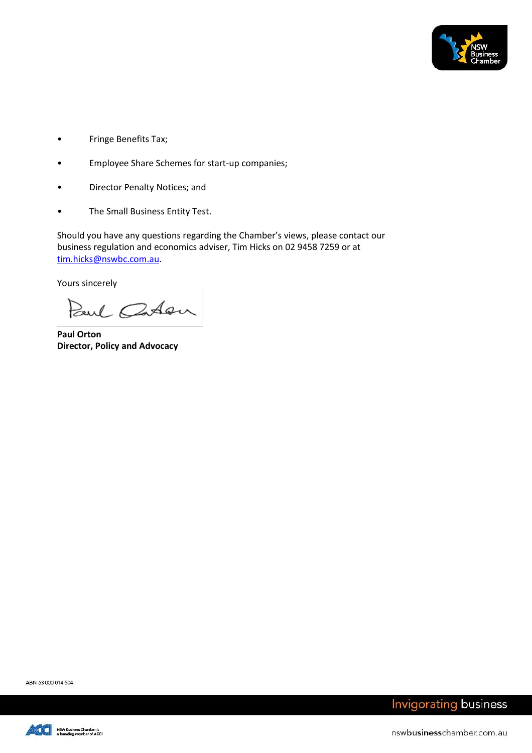- Fringe Benefits Tax;
- Employee Share Schemes for start-up companies;
- Director Penalty Notices; and
- The Small Business Entity Test.

Should you have any questions regarding the Chamber's views, please contact our business regulation and economics adviser, Tim Hicks on 02 9458 7259 or at tim.hicks@nswbc.com.au.

Yours sincerely

**Paul Orton**
**Director, Policy and Advocacy**